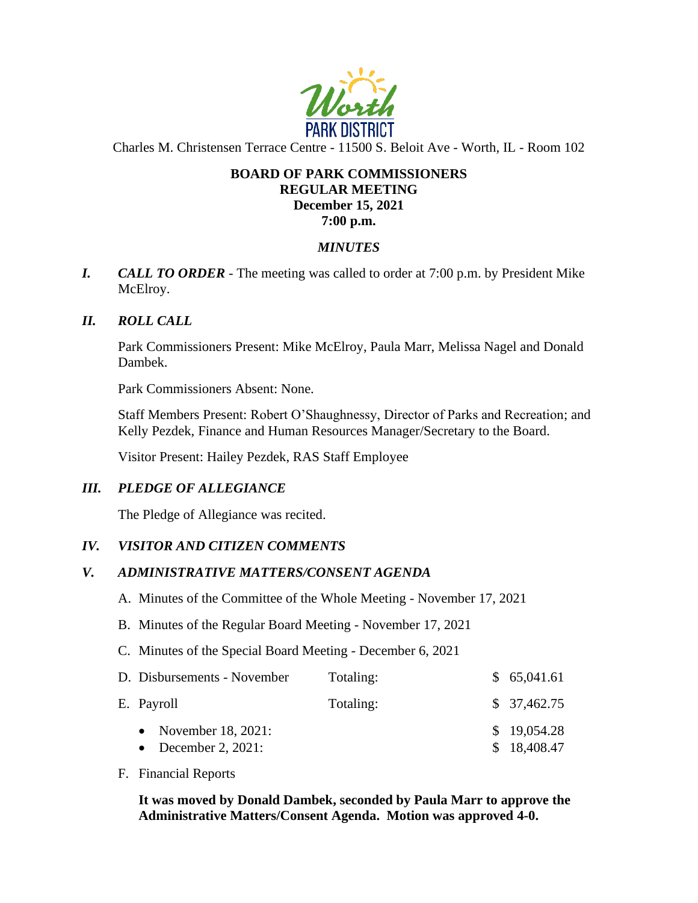Worth PARK DISTRICT

Charles M. Christensen Terrace Centre - 11500 S. Beloit Ave - Worth, IL - Room 102

**BOARD OF PARK COMMISSIONERS**
**REGULAR MEETING**
**December 15, 2021**
**7:00 p.m.**

***MINUTES***

***I. CALL TO ORDER*** - The meeting was called to order at 7:00 p.m. by President Mike McElroy.

***II. ROLL CALL***

Park Commissioners Present: Mike McElroy, Paula Marr, Melissa Nagel and Donald Dambek.

Park Commissioners Absent: None.

Staff Members Present: Robert O'Shaughnessy, Director of Parks and Recreation; and Kelly Pezdek, Finance and Human Resources Manager/Secretary to the Board.

Visitor Present: Hailey Pezdek, RAS Staff Employee

***III. PLEDGE OF ALLEGIANCE***

The Pledge of Allegiance was recited.

***IV. VISITOR AND CITIZEN COMMENTS***

***V. ADMINISTRATIVE MATTERS/CONSENT AGENDA***

A. Minutes of the Committee of the Whole Meeting - November 17, 2021

B. Minutes of the Regular Board Meeting - November 17, 2021

C. Minutes of the Special Board Meeting - December 6, 2021

| | | |
|---|---|---|
| D. Disbursements - November | Totaling: | $ 65,041.61 |
| E. Payroll | Totaling: | $ 37,462.75 |
| • November 18, 2021: | | $ 19,054.28 |
| • December 2, 2021: | | $ 18,408.47 |

F. Financial Reports

**It was moved by Donald Dambek, seconded by Paula Marr to approve the Administrative Matters/Consent Agenda. Motion was approved 4-0.**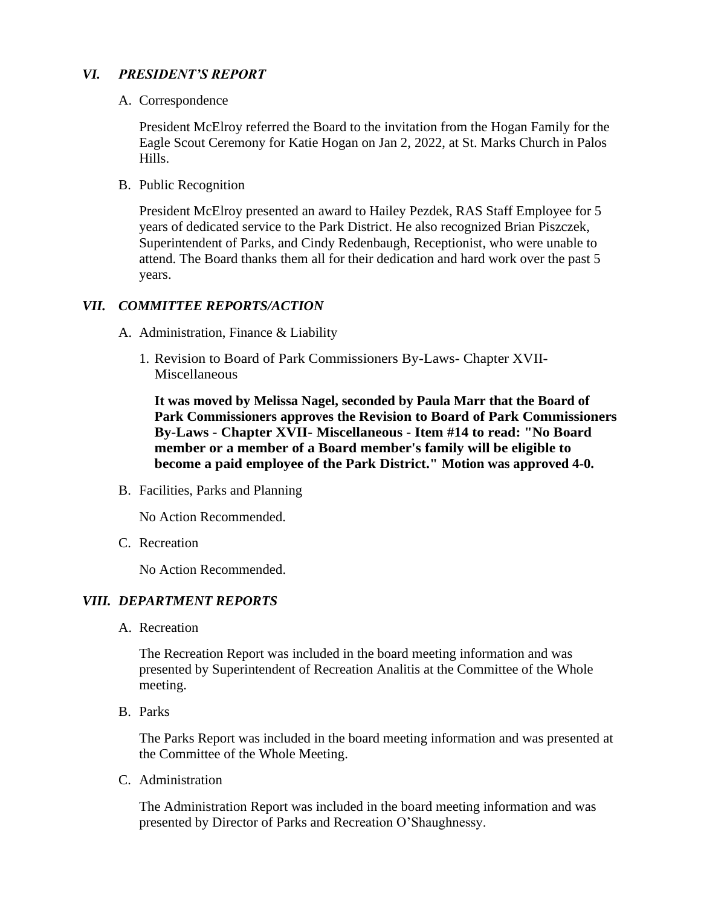## *VI. PRESIDENT'S REPORT*

A. Correspondence

President McElroy referred the Board to the invitation from the Hogan Family for the Eagle Scout Ceremony for Katie Hogan on Jan 2, 2022, at St. Marks Church in Palos Hills.

B. Public Recognition

President McElroy presented an award to Hailey Pezdek, RAS Staff Employee for 5 years of dedicated service to the Park District. He also recognized Brian Piszczek, Superintendent of Parks, and Cindy Redenbaugh, Receptionist, who were unable to attend. The Board thanks them all for their dedication and hard work over the past 5 years.

## *VII. COMMITTEE REPORTS/ACTION*

A. Administration, Finance & Liability

1. Revision to Board of Park Commissioners By-Laws- Chapter XVII- Miscellaneous

   **It was moved by Melissa Nagel, seconded by Paula Marr that the Board of Park Commissioners approves the Revision to Board of Park Commissioners By-Laws - Chapter XVII- Miscellaneous - Item #14 to read: "No Board member or a member of a Board member's family will be eligible to become a paid employee of the Park District." Motion was approved 4-0.**

B. Facilities, Parks and Planning

No Action Recommended.

C. Recreation

No Action Recommended.

## *VIII. DEPARTMENT REPORTS*

A. Recreation

The Recreation Report was included in the board meeting information and was presented by Superintendent of Recreation Analitis at the Committee of the Whole meeting.

B. Parks

The Parks Report was included in the board meeting information and was presented at the Committee of the Whole Meeting.

C. Administration

The Administration Report was included in the board meeting information and was presented by Director of Parks and Recreation O'Shaughnessy.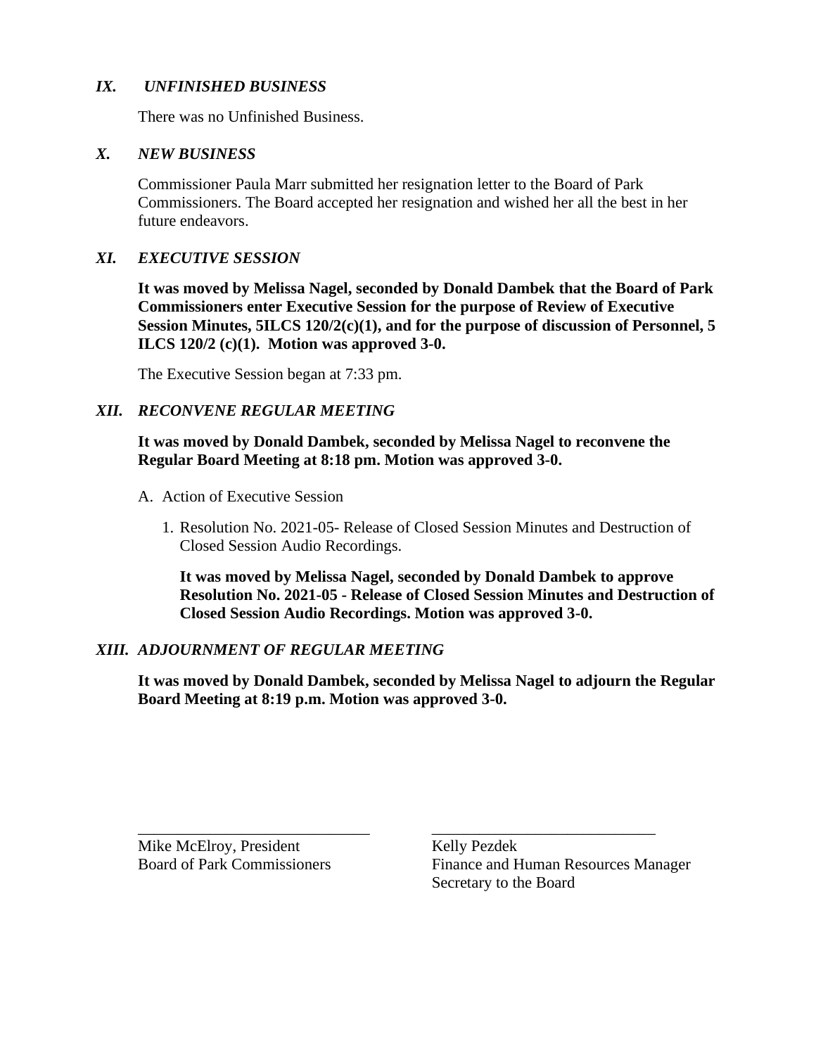### *IX. UNFINISHED BUSINESS*

There was no Unfinished Business.

### *X. NEW BUSINESS*

Commissioner Paula Marr submitted her resignation letter to the Board of Park Commissioners. The Board accepted her resignation and wished her all the best in her future endeavors.

### *XI. EXECUTIVE SESSION*

**It was moved by Melissa Nagel, seconded by Donald Dambek that the Board of Park Commissioners enter Executive Session for the purpose of Review of Executive Session Minutes, 5ILCS 120/2(c)(1), and for the purpose of discussion of Personnel, 5 ILCS 120/2 (c)(1). Motion was approved 3-0.**

The Executive Session began at 7:33 pm.

### *XII. RECONVENE REGULAR MEETING*

**It was moved by Donald Dambek, seconded by Melissa Nagel to reconvene the Regular Board Meeting at 8:18 pm. Motion was approved 3-0.**

A. Action of Executive Session

1. Resolution No. 2021-05- Release of Closed Session Minutes and Destruction of Closed Session Audio Recordings.

   **It was moved by Melissa Nagel, seconded by Donald Dambek to approve Resolution No. 2021-05 - Release of Closed Session Minutes and Destruction of Closed Session Audio Recordings. Motion was approved 3-0.**

### *XIII. ADJOURNMENT OF REGULAR MEETING*

**It was moved by Donald Dambek, seconded by Melissa Nagel to adjourn the Regular Board Meeting at 8:19 p.m. Motion was approved 3-0.**

\_\_\_\_\_\_\_\_\_\_\_\_\_\_\_\_\_\_\_\_\_\_\_\_\_\_\_\_\_\_
Mike McElroy, President
Board of Park Commissioners

\_\_\_\_\_\_\_\_\_\_\_\_\_\_\_\_\_\_\_\_\_\_\_\_\_\_\_\_\_\_
Kelly Pezdek
Finance and Human Resources Manager
Secretary to the Board